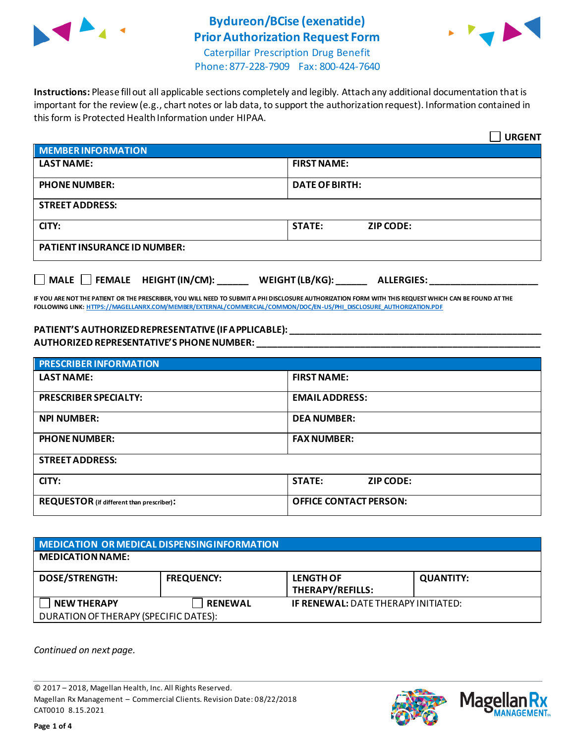# Bydureon/BCise (exenatide) Prior Authorization Request Form

Caterpillar Prescription Drug Benefit
Phone: 877-228-7909 Fax: 800-424-7640

**Instructions:** Please fill out all applicable sections completely and legibly. Attach any additional documentation that is important for the review (e.g., chart notes or lab data, to support the authorization request). Information contained in this form is Protected Health Information under HIPAA.

☐ **URGENT**

| **MEMBER INFORMATION** | | |
|---|---|---|
| **LAST NAME:** | **FIRST NAME:** | |
| **PHONE NUMBER:** | **DATE OF BIRTH:** | |
| **STREET ADDRESS:** | | |
| **CITY:** | **STATE:** | **ZIP CODE:** |
| **PATIENT INSURANCE ID NUMBER:** | | |

☐ **MALE** ☐ **FEMALE** **HEIGHT (IN/CM):** ______ **WEIGHT (LB/KG):** ______ **ALLERGIES:** ____________________

**IF YOU ARE NOT THE PATIENT OR THE PRESCRIBER, YOU WILL NEED TO SUBMIT A PHI DISCLOSURE AUTHORIZATION FORM WITH THIS REQUEST WHICH CAN BE FOUND AT THE FOLLOWING LINK: HTTPS://MAGELLANRX.COM/MEMBER/EXTERNAL/COMMERCIAL/COMMON/DOC/EN-US/PHI_DISCLOSURE_AUTHORIZATION.PDF**

**PATIENT'S AUTHORIZED REPRESENTATIVE (IF APPLICABLE):** ____________________________________________
**AUTHORIZED REPRESENTATIVE'S PHONE NUMBER:** ____________________________________________

| **PRESCRIBER INFORMATION** | | |
|---|---|---|
| **LAST NAME:** | **FIRST NAME:** | |
| **PRESCRIBER SPECIALTY:** | **EMAIL ADDRESS:** | |
| **NPI NUMBER:** | **DEA NUMBER:** | |
| **PHONE NUMBER:** | **FAX NUMBER:** | |
| **STREET ADDRESS:** | | |
| **CITY:** | **STATE:** | **ZIP CODE:** |
| **REQUESTOR** (if different than prescriber)**:** | **OFFICE CONTACT PERSON:** | |

| **MEDICATION OR MEDICAL DISPENSING INFORMATION** | | | |
|---|---|---|---|
| **MEDICATION NAME:** | | | |
| **DOSE/STRENGTH:** | **FREQUENCY:** | **LENGTH OF THERAPY/REFILLS:** | **QUANTITY:** |
| ☐ **NEW THERAPY** | ☐ **RENEWAL** | **IF RENEWAL:** DATE THERAPY INITIATED: | |
| DURATION OF THERAPY (SPECIFIC DATES): | | | |

*Continued on next page.*

© 2017 – 2018, Magellan Health, Inc. All Rights Reserved.
Magellan Rx Management – Commercial Clients. Revision Date: 08/22/2018
CAT0010 8.15.2021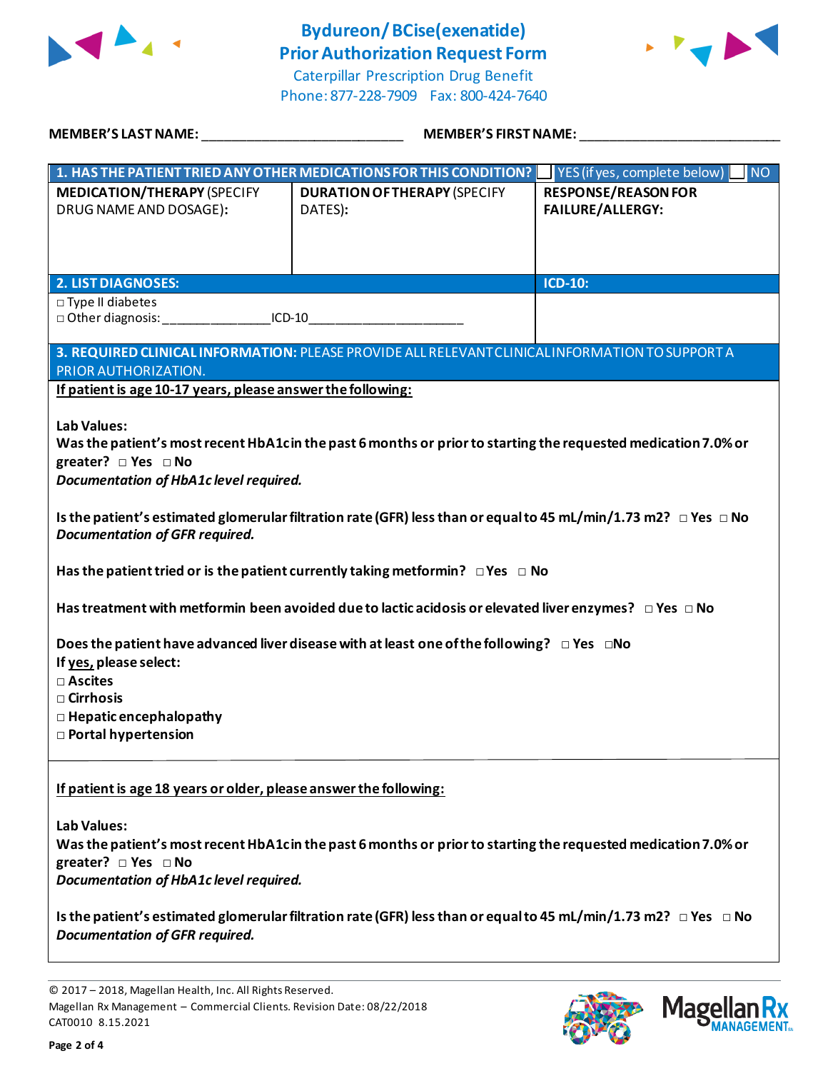# Bydureon/ BCise(exenatide) Prior Authorization Request Form

Caterpillar Prescription Drug Benefit
Phone: 877-228-7909 Fax: 800-424-7640

**MEMBER'S LAST NAME:** ___________________________ **MEMBER'S FIRST NAME:** ___________________________

| **1. HAS THE PATIENT TRIED ANY OTHER MEDICATIONS FOR THIS CONDITION?** | | ☐ YES (if yes, complete below) ☐ NO |
|---|---|---|
| **MEDICATION/THERAPY** (SPECIFY DRUG NAME AND DOSAGE): | **DURATION OF THERAPY** (SPECIFY DATES): | **RESPONSE/REASON FOR FAILURE/ALLERGY:** |
| | | |

| **2. LIST DIAGNOSES:** | **ICD-10:** |
|---|---|
| ☐ Type II diabetes<br>☐ Other diagnosis: _______________ICD-10_____________________ | |

**3. REQUIRED CLINICAL INFORMATION:** PLEASE PROVIDE ALL RELEVANT CLINICAL INFORMATION TO SUPPORT A PRIOR AUTHORIZATION.

**If patient is age 10-17 years, please answer the following:**

**Lab Values:**

**Was the patient's most recent HbA1c in the past 6 months or prior to starting the requested medication 7.0% or greater?** ☐ **Yes** ☐ **No**

***Documentation of HbA1c level required.***

**Is the patient's estimated glomerular filtration rate (GFR) less than or equal to 45 mL/min/1.73 m2?** ☐ **Yes** ☐ **No**

***Documentation of GFR required.***

**Has the patient tried or is the patient currently taking metformin?** ☐ **Yes** ☐ **No**

**Has treatment with metformin been avoided due to lactic acidosis or elevated liver enzymes?** ☐ **Yes** ☐ **No**

**Does the patient have advanced liver disease with at least one of the following?** ☐ **Yes** ☐ **No**

**If yes, please select:**

☐ **Ascites**
☐ **Cirrhosis**
☐ **Hepatic encephalopathy**
☐ **Portal hypertension**

**If patient is age 18 years or older, please answer the following:**

**Lab Values:**

**Was the patient's most recent HbA1c in the past 6 months or prior to starting the requested medication 7.0% or greater?** ☐ **Yes** ☐ **No**

***Documentation of HbA1c level required.***

**Is the patient's estimated glomerular filtration rate (GFR) less than or equal to 45 mL/min/1.73 m2?** ☐ **Yes** ☐ **No**

***Documentation of GFR required.***

© 2017 – 2018, Magellan Health, Inc. All Rights Reserved.
Magellan Rx Management – Commercial Clients. Revision Date: 08/22/2018
CAT0010 8.15.2021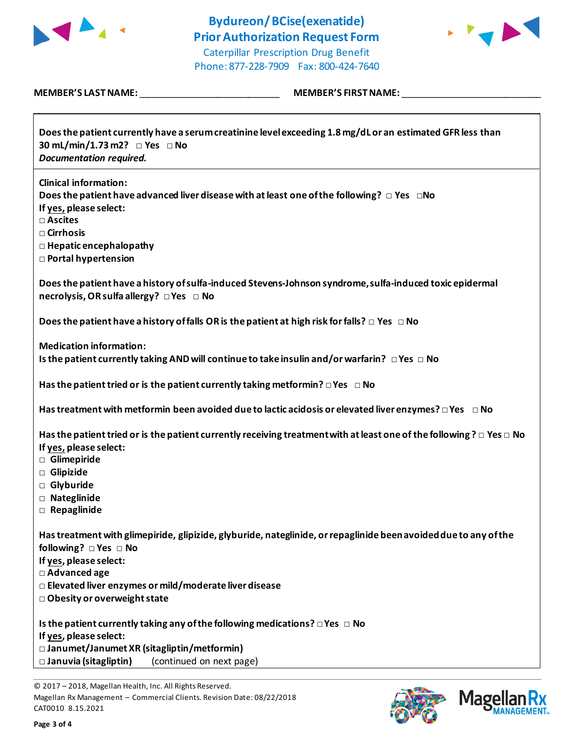# Bydureon/BCise(exenatide)
## Prior Authorization Request Form

Caterpillar Prescription Drug Benefit
Phone: 877-228-7909 Fax: 800-424-7640

**MEMBER'S LAST NAME:** ___________________________ **MEMBER'S FIRST NAME:** ___________________________

**Does the patient currently have a serum creatinine level exceeding 1.8 mg/dL or an estimated GFR less than 30 mL/min/1.73 m2?** □ Yes □ No
***Documentation required.***

**Clinical information:**
**Does the patient have advanced liver disease with at least one of the following?** □ Yes □ No
**If yes, please select:**
□ **Ascites**
□ **Cirrhosis**
□ **Hepatic encephalopathy**
□ **Portal hypertension**

**Does the patient have a history of sulfa-induced Stevens-Johnson syndrome, sulfa-induced toxic epidermal necrolysis, OR sulfa allergy?** □ Yes □ No

**Does the patient have a history of falls OR is the patient at high risk for falls?** □ Yes □ No

**Medication information:**
**Is the patient currently taking AND will continue to take insulin and/or warfarin?** □ Yes □ No

**Has the patient tried or is the patient currently taking metformin?** □ Yes □ No

**Has treatment with metformin been avoided due to lactic acidosis or elevated liver enzymes?** □ Yes □ No

**Has the patient tried or is the patient currently receiving treatment with at least one of the following?** □ Yes □ No
**If yes, please select:**
□ **Glimepiride**
□ **Glipizide**
□ **Glyburide**
□ **Nateglinide**
□ **Repaglinide**

**Has treatment with glimepiride, glipizide, glyburide, nateglinide, or repaglinide been avoided due to any of the following?** □ Yes □ No
**If yes, please select:**
□ **Advanced age**
□ **Elevated liver enzymes or mild/moderate liver disease**
□ **Obesity or overweight state**

**Is the patient currently taking any of the following medications?** □ Yes □ No
**If yes, please select:**
□ **Janumet/Janumet XR (sitagliptin/metformin)**
□ **Januvia (sitagliptin)** (continued on next page)

© 2017 – 2018, Magellan Health, Inc. All Rights Reserved.
Magellan Rx Management – Commercial Clients. Revision Date: 08/22/2018
CAT0010 8.15.2021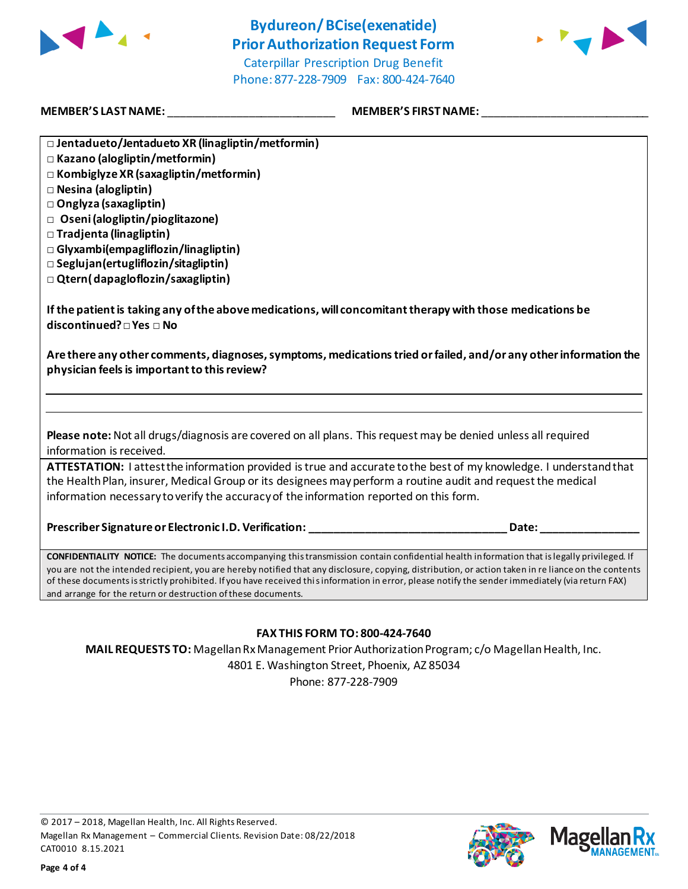# Bydureon/ BCise(exenatide) Prior Authorization Request Form

Caterpillar Prescription Drug Benefit
Phone: 877-228-7909 Fax: 800-424-7640

**MEMBER'S LAST NAME:** ___________________________ **MEMBER'S FIRST NAME:** ___________________________

- □ **Jentadueto/Jentadueto XR (linagliptin/metformin)**
- □ **Kazano (alogliptin/metformin)**
- □ **Kombiglyze XR (saxagliptin/metformin)**
- □ **Nesina (alogliptin)**
- □ **Onglyza (saxagliptin)**
- □ **Oseni (alogliptin/pioglitazone)**
- □ **Tradjenta (linagliptin)**
- □ **Glyxambi(empagliflozin/linagliptin)**
- □ **Seglujan(ertugliflozin/sitagliptin)**
- □ **Qtern( dapagloflozin/saxagliptin)**

**If the patient is taking any of the above medications, will concomitant therapy with those medications be discontinued?** □ **Yes** □ **No**

**Are there any other comments, diagnoses, symptoms, medications tried or failed, and/or any other information the physician feels is important to this review?**

_______________________________________________________________________________

_______________________________________________________________________________

**Please note:** Not all drugs/diagnosis are covered on all plans. This request may be denied unless all required information is received.

**ATTESTATION:** I attest the information provided is true and accurate to the best of my knowledge. I understand that the Health Plan, insurer, Medical Group or its designees may perform a routine audit and request the medical information necessary to verify the accuracy of the information reported on this form.

**Prescriber Signature or Electronic I.D. Verification:** ________________________________ **Date:** ________________

**CONFIDENTIALITY NOTICE:** The documents accompanying this transmission contain confidential health information that is legally privileged. If you are not the intended recipient, you are hereby notified that any disclosure, copying, distribution, or action taken in reliance on the contents of these documents is strictly prohibited. If you have received this information in error, please notify the sender immediately (via return FAX) and arrange for the return or destruction of these documents.

**FAX THIS FORM TO: 800-424-7640**

**MAIL REQUESTS TO:** Magellan Rx Management Prior Authorization Program; c/o Magellan Health, Inc.
4801 E. Washington Street, Phoenix, AZ 85034
Phone: 877-228-7909

© 2017 – 2018, Magellan Health, Inc. All Rights Reserved.
Magellan Rx Management – Commercial Clients. Revision Date: 08/22/2018
CAT0010 8.15.2021